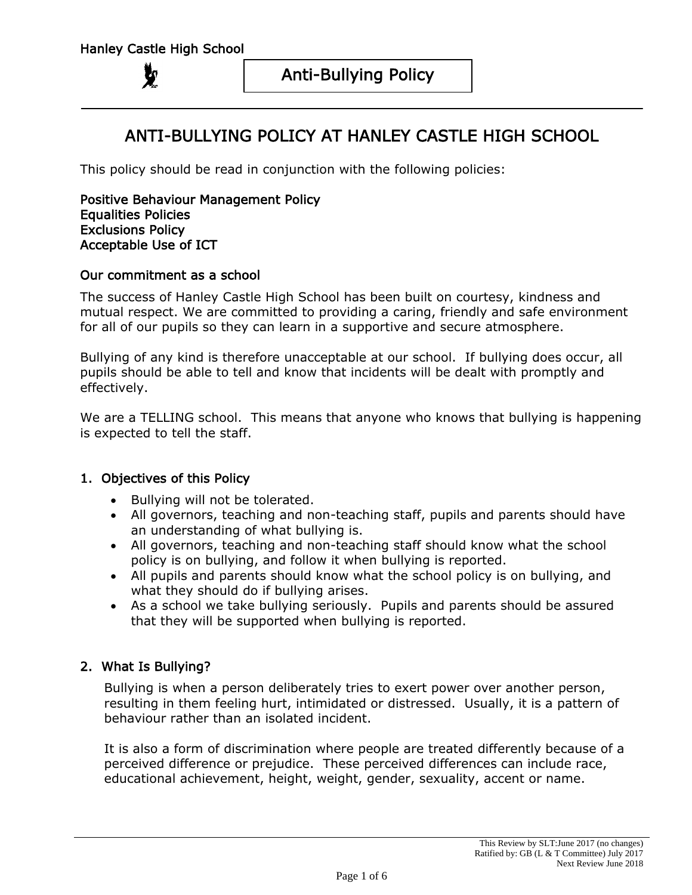# ANTI-BULLYING POLICY AT HANLEY CASTLE HIGH SCHOOL

This policy should be read in conjunction with the following policies:

**Positive Behaviour Management Policy**
**Equalities Policies**
**Exclusions Policy**
**Acceptable Use of ICT**

## Our commitment as a school

The success of Hanley Castle High School has been built on courtesy, kindness and mutual respect. We are committed to providing a caring, friendly and safe environment for all of our pupils so they can learn in a supportive and secure atmosphere.

Bullying of any kind is therefore unacceptable at our school. If bullying does occur, all pupils should be able to tell and know that incidents will be dealt with promptly and effectively.

We are a TELLING school. This means that anyone who knows that bullying is happening is expected to tell the staff.

## 1. Objectives of this Policy

- Bullying will not be tolerated.
- All governors, teaching and non-teaching staff, pupils and parents should have an understanding of what bullying is.
- All governors, teaching and non-teaching staff should know what the school policy is on bullying, and follow it when bullying is reported.
- All pupils and parents should know what the school policy is on bullying, and what they should do if bullying arises.
- As a school we take bullying seriously. Pupils and parents should be assured that they will be supported when bullying is reported.

## 2. What Is Bullying?

Bullying is when a person deliberately tries to exert power over another person, resulting in them feeling hurt, intimidated or distressed. Usually, it is a pattern of behaviour rather than an isolated incident.

It is also a form of discrimination where people are treated differently because of a perceived difference or prejudice. These perceived differences can include race, educational achievement, height, weight, gender, sexuality, accent or name.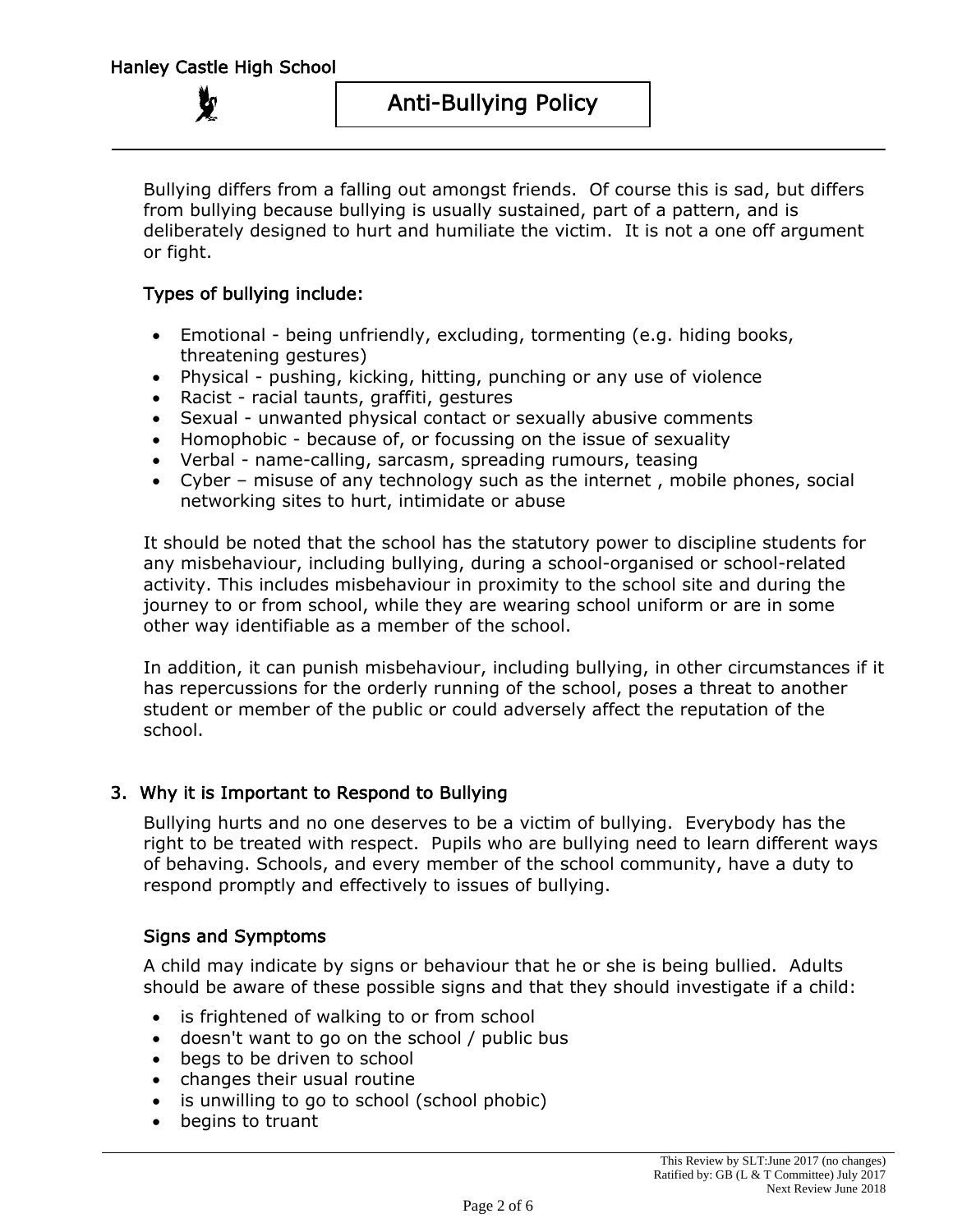Bullying differs from a falling out amongst friends. Of course this is sad, but differs from bullying because bullying is usually sustained, part of a pattern, and is deliberately designed to hurt and humiliate the victim. It is not a one off argument or fight.

### Types of bullying include:

- Emotional - being unfriendly, excluding, tormenting (e.g. hiding books, threatening gestures)
- Physical - pushing, kicking, hitting, punching or any use of violence
- Racist - racial taunts, graffiti, gestures
- Sexual - unwanted physical contact or sexually abusive comments
- Homophobic - because of, or focussing on the issue of sexuality
- Verbal - name-calling, sarcasm, spreading rumours, teasing
- Cyber – misuse of any technology such as the internet , mobile phones, social networking sites to hurt, intimidate or abuse

It should be noted that the school has the statutory power to discipline students for any misbehaviour, including bullying, during a school-organised or school-related activity. This includes misbehaviour in proximity to the school site and during the journey to or from school, while they are wearing school uniform or are in some other way identifiable as a member of the school.

In addition, it can punish misbehaviour, including bullying, in other circumstances if it has repercussions for the orderly running of the school, poses a threat to another student or member of the public or could adversely affect the reputation of the school.

## 3. Why it is Important to Respond to Bullying

Bullying hurts and no one deserves to be a victim of bullying. Everybody has the right to be treated with respect. Pupils who are bullying need to learn different ways of behaving. Schools, and every member of the school community, have a duty to respond promptly and effectively to issues of bullying.

### Signs and Symptoms

A child may indicate by signs or behaviour that he or she is being bullied. Adults should be aware of these possible signs and that they should investigate if a child:

- is frightened of walking to or from school
- doesn't want to go on the school / public bus
- begs to be driven to school
- changes their usual routine
- is unwilling to go to school (school phobic)
- begins to truant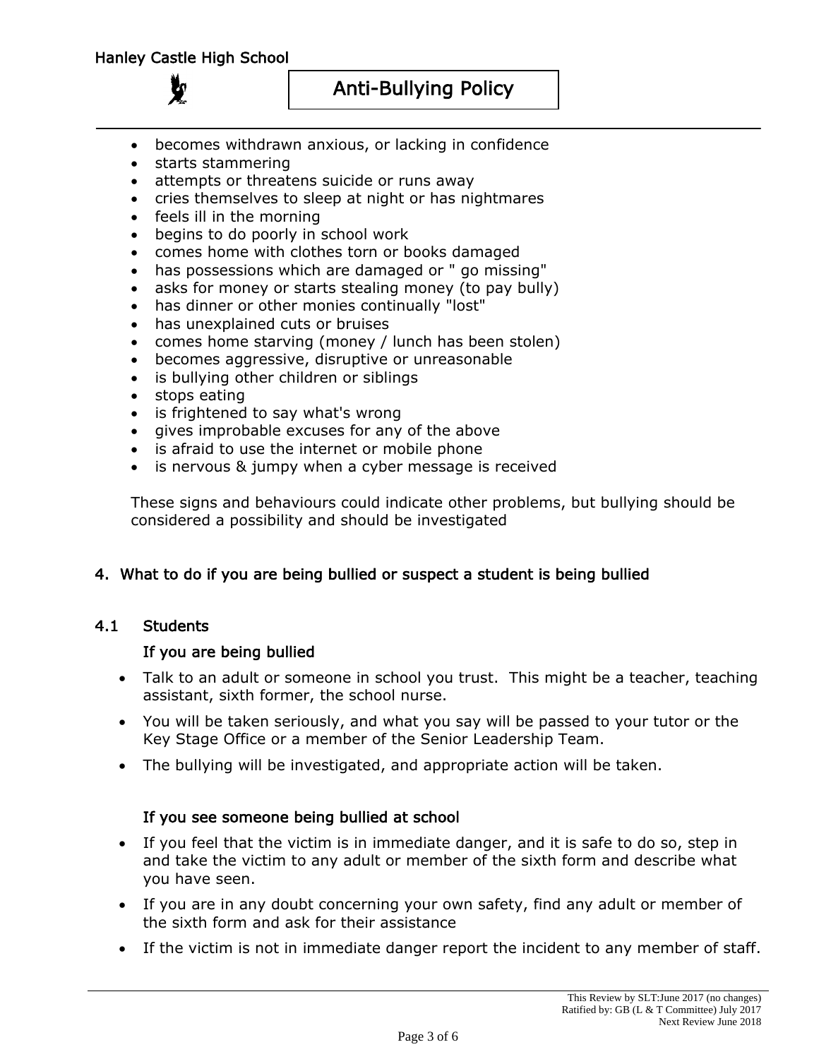- becomes withdrawn anxious, or lacking in confidence
- starts stammering
- attempts or threatens suicide or runs away
- cries themselves to sleep at night or has nightmares
- feels ill in the morning
- begins to do poorly in school work
- comes home with clothes torn or books damaged
- has possessions which are damaged or " go missing"
- asks for money or starts stealing money (to pay bully)
- has dinner or other monies continually "lost"
- has unexplained cuts or bruises
- comes home starving (money / lunch has been stolen)
- becomes aggressive, disruptive or unreasonable
- is bullying other children or siblings
- stops eating
- is frightened to say what's wrong
- gives improbable excuses for any of the above
- is afraid to use the internet or mobile phone
- is nervous & jumpy when a cyber message is received

These signs and behaviours could indicate other problems, but bullying should be considered a possibility and should be investigated

## 4. What to do if you are being bullied or suspect a student is being bullied

### 4.1 Students

#### If you are being bullied

- Talk to an adult or someone in school you trust. This might be a teacher, teaching assistant, sixth former, the school nurse.
- You will be taken seriously, and what you say will be passed to your tutor or the Key Stage Office or a member of the Senior Leadership Team.
- The bullying will be investigated, and appropriate action will be taken.

#### If you see someone being bullied at school

- If you feel that the victim is in immediate danger, and it is safe to do so, step in and take the victim to any adult or member of the sixth form and describe what you have seen.
- If you are in any doubt concerning your own safety, find any adult or member of the sixth form and ask for their assistance
- If the victim is not in immediate danger report the incident to any member of staff.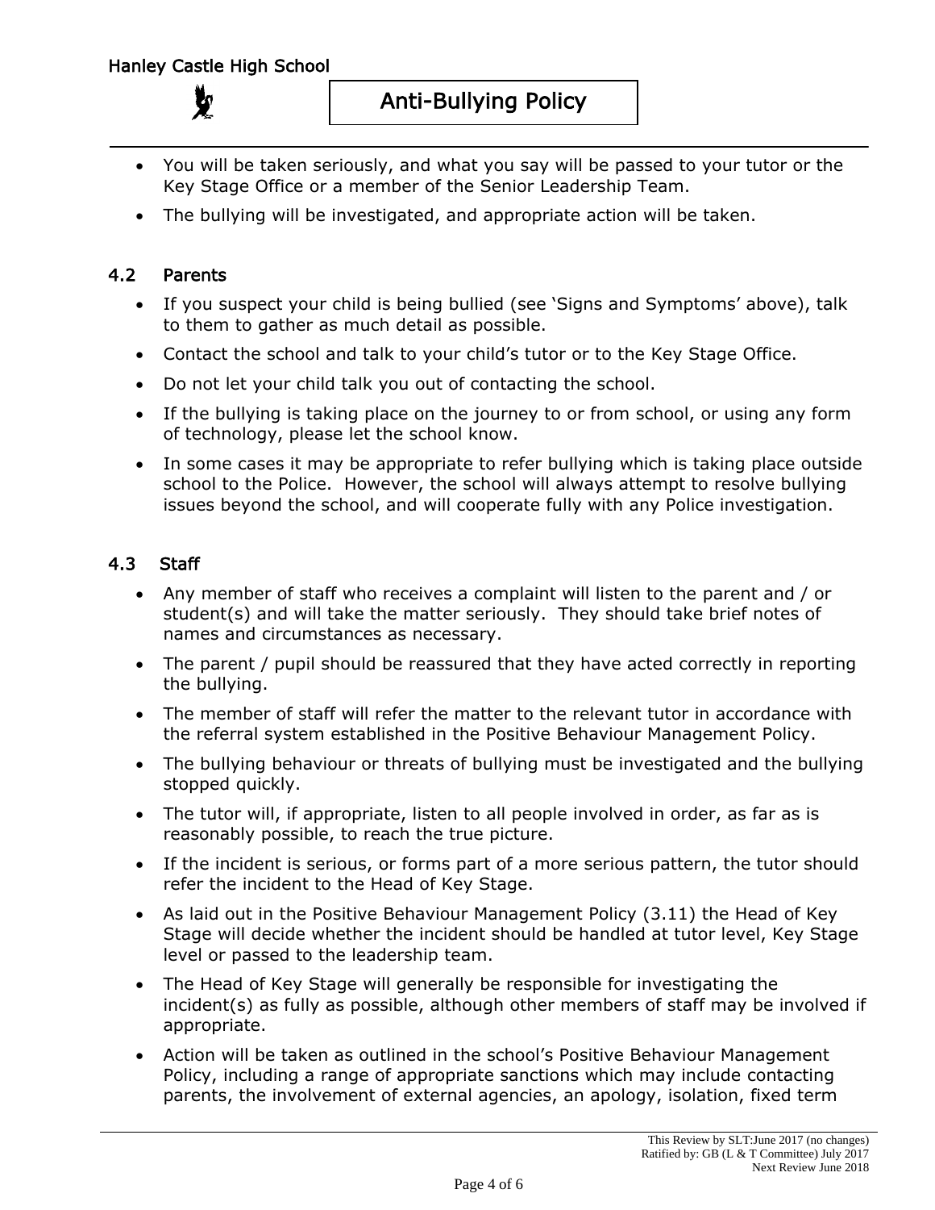- You will be taken seriously, and what you say will be passed to your tutor or the Key Stage Office or a member of the Senior Leadership Team.
- The bullying will be investigated, and appropriate action will be taken.

## 4.2 Parents

- If you suspect your child is being bullied (see 'Signs and Symptoms' above), talk to them to gather as much detail as possible.
- Contact the school and talk to your child's tutor or to the Key Stage Office.
- Do not let your child talk you out of contacting the school.
- If the bullying is taking place on the journey to or from school, or using any form of technology, please let the school know.
- In some cases it may be appropriate to refer bullying which is taking place outside school to the Police. However, the school will always attempt to resolve bullying issues beyond the school, and will cooperate fully with any Police investigation.

## 4.3 Staff

- Any member of staff who receives a complaint will listen to the parent and / or student(s) and will take the matter seriously. They should take brief notes of names and circumstances as necessary.
- The parent / pupil should be reassured that they have acted correctly in reporting the bullying.
- The member of staff will refer the matter to the relevant tutor in accordance with the referral system established in the Positive Behaviour Management Policy.
- The bullying behaviour or threats of bullying must be investigated and the bullying stopped quickly.
- The tutor will, if appropriate, listen to all people involved in order, as far as is reasonably possible, to reach the true picture.
- If the incident is serious, or forms part of a more serious pattern, the tutor should refer the incident to the Head of Key Stage.
- As laid out in the Positive Behaviour Management Policy (3.11) the Head of Key Stage will decide whether the incident should be handled at tutor level, Key Stage level or passed to the leadership team.
- The Head of Key Stage will generally be responsible for investigating the incident(s) as fully as possible, although other members of staff may be involved if appropriate.
- Action will be taken as outlined in the school's Positive Behaviour Management Policy, including a range of appropriate sanctions which may include contacting parents, the involvement of external agencies, an apology, isolation, fixed term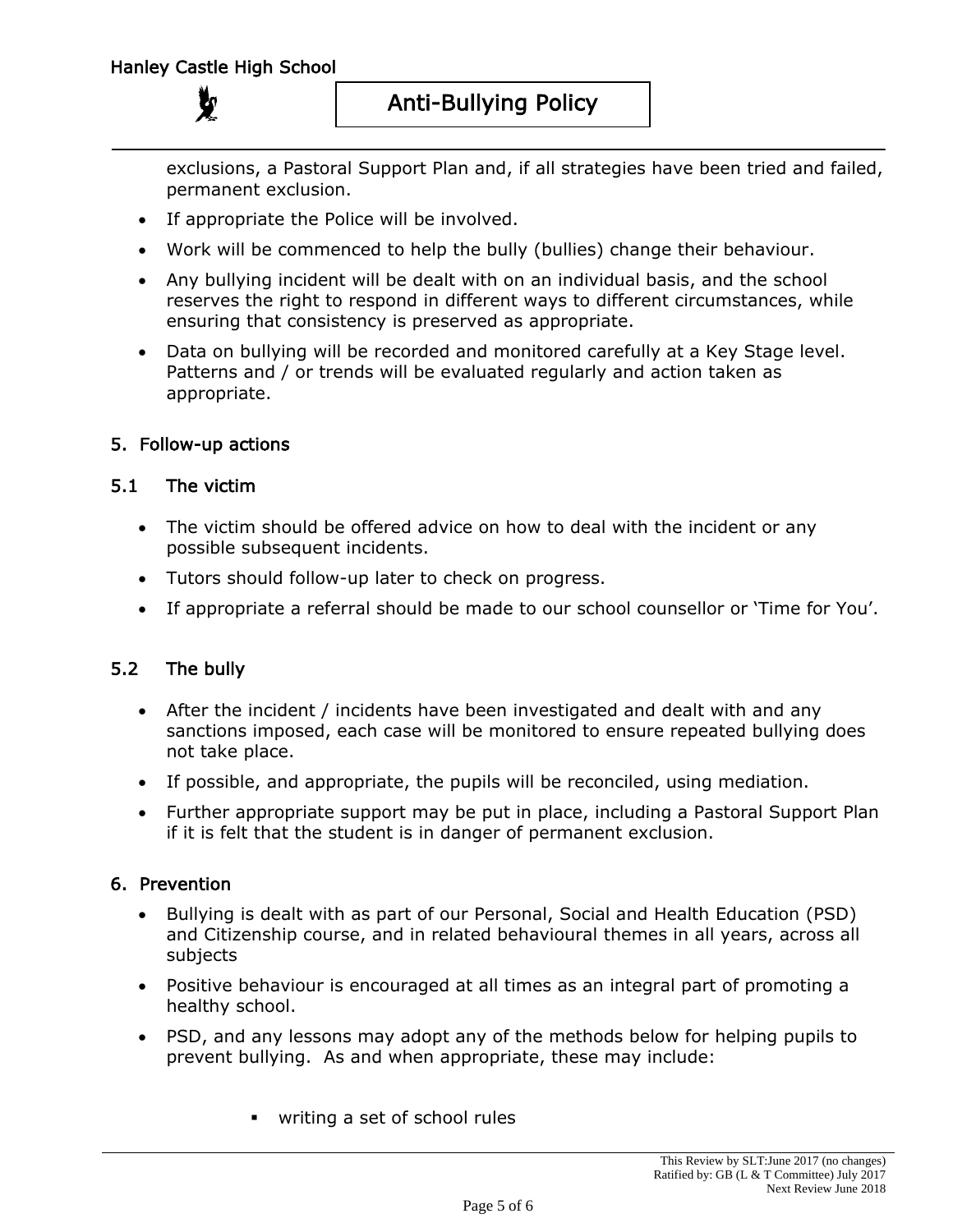exclusions, a Pastoral Support Plan and, if all strategies have been tried and failed, permanent exclusion.

- If appropriate the Police will be involved.
- Work will be commenced to help the bully (bullies) change their behaviour.
- Any bullying incident will be dealt with on an individual basis, and the school reserves the right to respond in different ways to different circumstances, while ensuring that consistency is preserved as appropriate.
- Data on bullying will be recorded and monitored carefully at a Key Stage level. Patterns and / or trends will be evaluated regularly and action taken as appropriate.

## 5. Follow-up actions

### 5.1 The victim

- The victim should be offered advice on how to deal with the incident or any possible subsequent incidents.
- Tutors should follow-up later to check on progress.
- If appropriate a referral should be made to our school counsellor or 'Time for You'.

### 5.2 The bully

- After the incident / incidents have been investigated and dealt with and any sanctions imposed, each case will be monitored to ensure repeated bullying does not take place.
- If possible, and appropriate, the pupils will be reconciled, using mediation.
- Further appropriate support may be put in place, including a Pastoral Support Plan if it is felt that the student is in danger of permanent exclusion.

## 6. Prevention

- Bullying is dealt with as part of our Personal, Social and Health Education (PSD) and Citizenship course, and in related behavioural themes in all years, across all subjects
- Positive behaviour is encouraged at all times as an integral part of promoting a healthy school.
- PSD, and any lessons may adopt any of the methods below for helping pupils to prevent bullying. As and when appropriate, these may include:
    - writing a set of school rules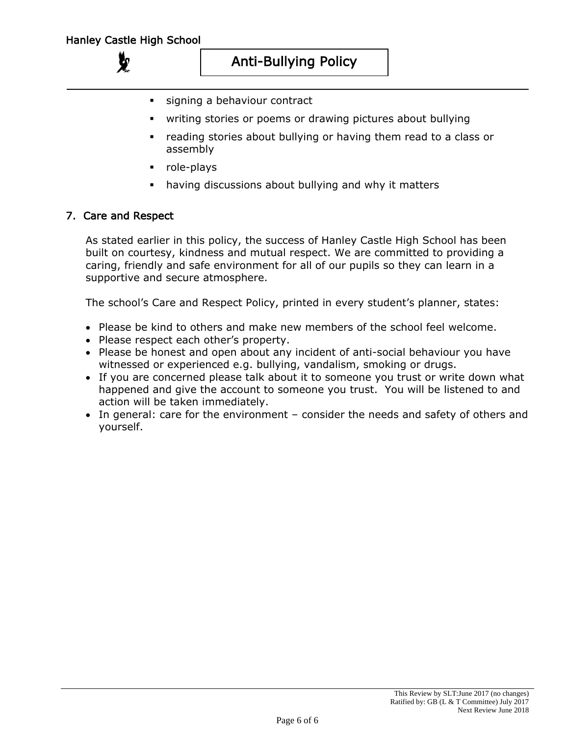- signing a behaviour contract
- writing stories or poems or drawing pictures about bullying
- reading stories about bullying or having them read to a class or assembly
- role-plays
- having discussions about bullying and why it matters

## 7. Care and Respect

As stated earlier in this policy, the success of Hanley Castle High School has been built on courtesy, kindness and mutual respect. We are committed to providing a caring, friendly and safe environment for all of our pupils so they can learn in a supportive and secure atmosphere.

The school's Care and Respect Policy, printed in every student's planner, states:

- Please be kind to others and make new members of the school feel welcome.
- Please respect each other's property.
- Please be honest and open about any incident of anti-social behaviour you have witnessed or experienced e.g. bullying, vandalism, smoking or drugs.
- If you are concerned please talk about it to someone you trust or write down what happened and give the account to someone you trust. You will be listened to and action will be taken immediately.
- In general: care for the environment – consider the needs and safety of others and yourself.

This Review by SLT:June 2017 (no changes)
Ratified by: GB (L & T Committee) July 2017
Next Review June 2018